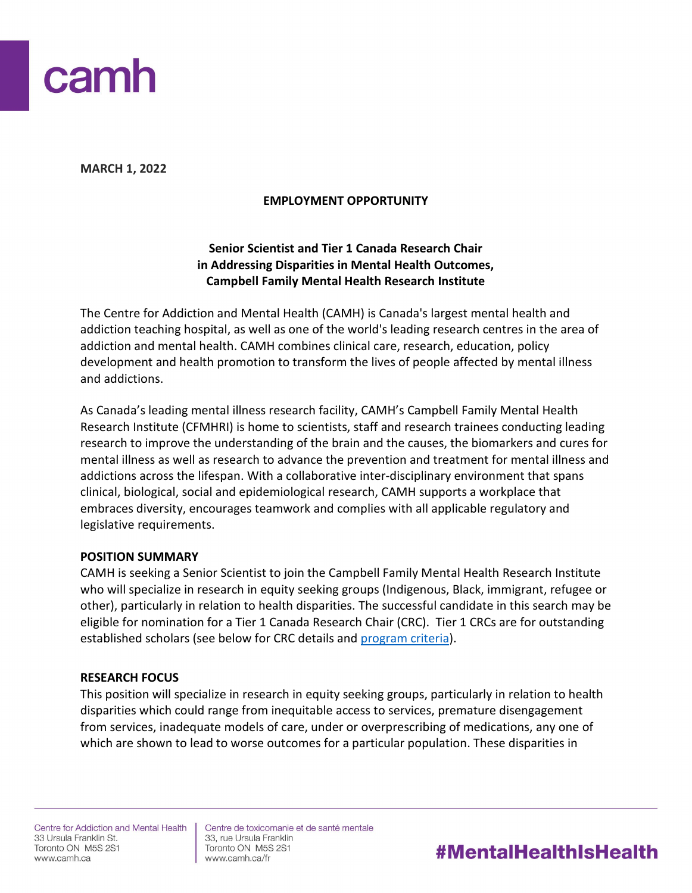**MARCH 1, 2022**

**EMPLOYMENT OPPORTUNITY**

## Senior Scientist and Tier 1 Canada Research Chair in Addressing Disparities in Mental Health Outcomes, Campbell Family Mental Health Research Institute

The Centre for Addiction and Mental Health (CAMH) is Canada's largest mental health and addiction teaching hospital, as well as one of the world's leading research centres in the area of addiction and mental health. CAMH combines clinical care, research, education, policy development and health promotion to transform the lives of people affected by mental illness and addictions.

As Canada's leading mental illness research facility, CAMH's Campbell Family Mental Health Research Institute (CFMHRI) is home to scientists, staff and research trainees conducting leading research to improve the understanding of the brain and the causes, the biomarkers and cures for mental illness as well as research to advance the prevention and treatment for mental illness and addictions across the lifespan. With a collaborative inter-disciplinary environment that spans clinical, biological, social and epidemiological research, CAMH supports a workplace that embraces diversity, encourages teamwork and complies with all applicable regulatory and legislative requirements.

### POSITION SUMMARY

CAMH is seeking a Senior Scientist to join the Campbell Family Mental Health Research Institute who will specialize in research in equity seeking groups (Indigenous, Black, immigrant, refugee or other), particularly in relation to health disparities. The successful candidate in this search may be eligible for nomination for a Tier 1 Canada Research Chair (CRC). Tier 1 CRCs are for outstanding established scholars (see below for CRC details and program criteria).

### RESEARCH FOCUS

This position will specialize in research in equity seeking groups, particularly in relation to health disparities which could range from inequitable access to services, premature disengagement from services, inadequate models of care, under or overprescribing of medications, any one of which are shown to lead to worse outcomes for a particular population. These disparities in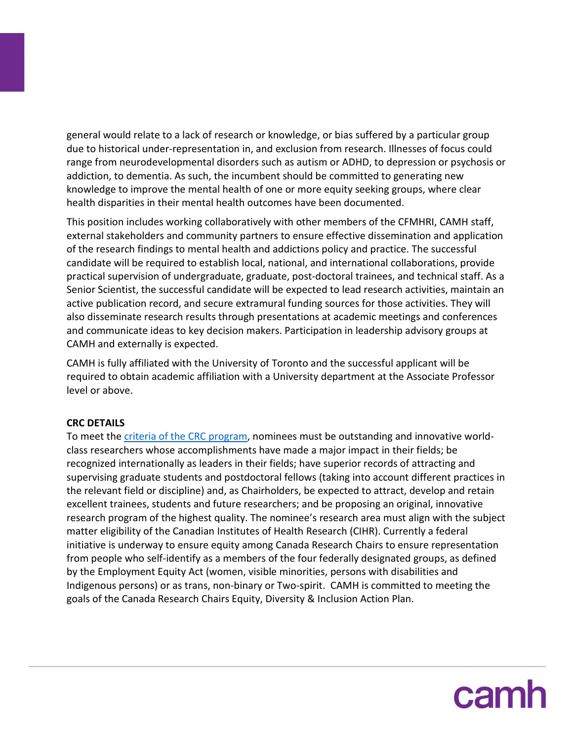general would relate to a lack of research or knowledge, or bias suffered by a particular group due to historical under-representation in, and exclusion from research. Illnesses of focus could range from neurodevelopmental disorders such as autism or ADHD, to depression or psychosis or addiction, to dementia. As such, the incumbent should be committed to generating new knowledge to improve the mental health of one or more equity seeking groups, where clear health disparities in their mental health outcomes have been documented.

This position includes working collaboratively with other members of the CFMHRI, CAMH staff, external stakeholders and community partners to ensure effective dissemination and application of the research findings to mental health and addictions policy and practice. The successful candidate will be required to establish local, national, and international collaborations, provide practical supervision of undergraduate, graduate, post-doctoral trainees, and technical staff. As a Senior Scientist, the successful candidate will be expected to lead research activities, maintain an active publication record, and secure extramural funding sources for those activities. They will also disseminate research results through presentations at academic meetings and conferences and communicate ideas to key decision makers. Participation in leadership advisory groups at CAMH and externally is expected.

CAMH is fully affiliated with the University of Toronto and the successful applicant will be required to obtain academic affiliation with a University department at the Associate Professor level or above.

**CRC DETAILS**

To meet the criteria of the CRC program, nominees must be outstanding and innovative world-class researchers whose accomplishments have made a major impact in their fields; be recognized internationally as leaders in their fields; have superior records of attracting and supervising graduate students and postdoctoral fellows (taking into account different practices in the relevant field or discipline) and, as Chairholders, be expected to attract, develop and retain excellent trainees, students and future researchers; and be proposing an original, innovative research program of the highest quality. The nominee's research area must align with the subject matter eligibility of the Canadian Institutes of Health Research (CIHR). Currently a federal initiative is underway to ensure equity among Canada Research Chairs to ensure representation from people who self-identify as a members of the four federally designated groups, as defined by the Employment Equity Act (women, visible minorities, persons with disabilities and Indigenous persons) or as trans, non-binary or Two-spirit. CAMH is committed to meeting the goals of the Canada Research Chairs Equity, Diversity & Inclusion Action Plan.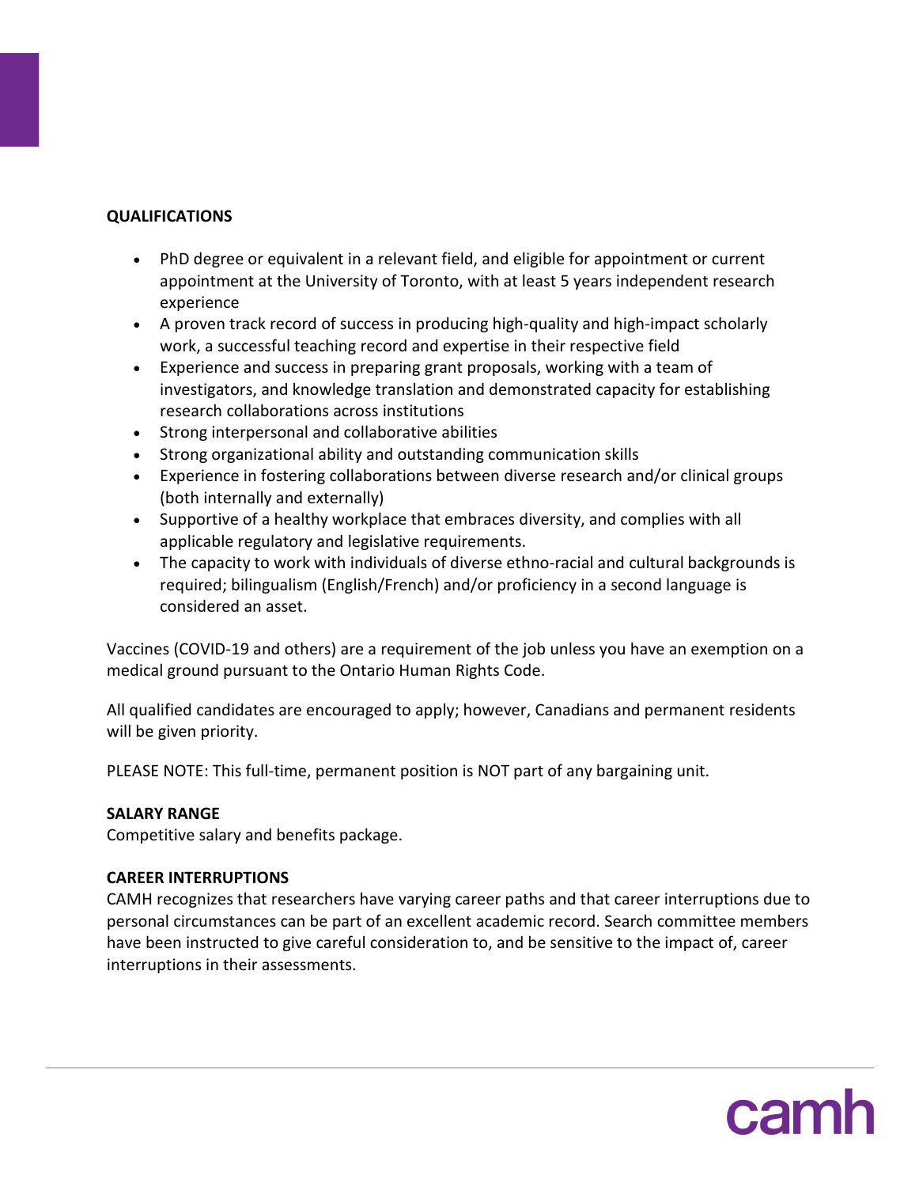**QUALIFICATIONS**

- PhD degree or equivalent in a relevant field, and eligible for appointment or current appointment at the University of Toronto, with at least 5 years independent research experience
- A proven track record of success in producing high-quality and high-impact scholarly work, a successful teaching record and expertise in their respective field
- Experience and success in preparing grant proposals, working with a team of investigators, and knowledge translation and demonstrated capacity for establishing research collaborations across institutions
- Strong interpersonal and collaborative abilities
- Strong organizational ability and outstanding communication skills
- Experience in fostering collaborations between diverse research and/or clinical groups (both internally and externally)
- Supportive of a healthy workplace that embraces diversity, and complies with all applicable regulatory and legislative requirements.
- The capacity to work with individuals of diverse ethno-racial and cultural backgrounds is required; bilingualism (English/French) and/or proficiency in a second language is considered an asset.

Vaccines (COVID-19 and others) are a requirement of the job unless you have an exemption on a medical ground pursuant to the Ontario Human Rights Code.

All qualified candidates are encouraged to apply; however, Canadians and permanent residents will be given priority.

PLEASE NOTE: This full-time, permanent position is NOT part of any bargaining unit.

**SALARY RANGE**

Competitive salary and benefits package.

**CAREER INTERRUPTIONS**

CAMH recognizes that researchers have varying career paths and that career interruptions due to personal circumstances can be part of an excellent academic record. Search committee members have been instructed to give careful consideration to, and be sensitive to the impact of, career interruptions in their assessments.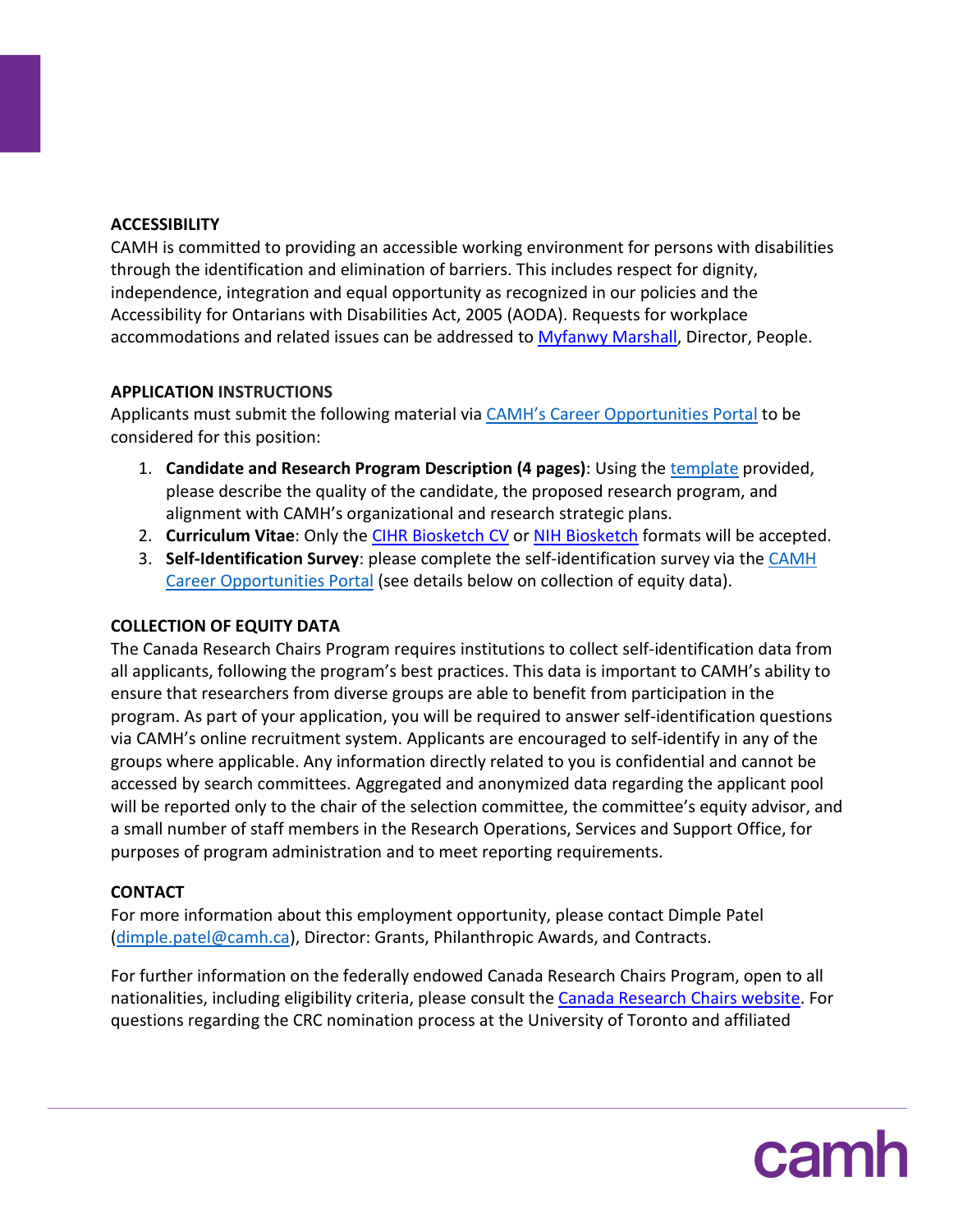**ACCESSIBILITY**

CAMH is committed to providing an accessible working environment for persons with disabilities through the identification and elimination of barriers. This includes respect for dignity, independence, integration and equal opportunity as recognized in our policies and the Accessibility for Ontarians with Disabilities Act, 2005 (AODA). Requests for workplace accommodations and related issues can be addressed to Myfanwy Marshall, Director, People.

**APPLICATION INSTRUCTIONS**

Applicants must submit the following material via CAMH's Career Opportunities Portal to be considered for this position:

1. **Candidate and Research Program Description (4 pages)**: Using the template provided, please describe the quality of the candidate, the proposed research program, and alignment with CAMH's organizational and research strategic plans.
2. **Curriculum Vitae**: Only the CIHR Biosketch CV or NIH Biosketch formats will be accepted.
3. **Self-Identification Survey**: please complete the self-identification survey via the CAMH Career Opportunities Portal (see details below on collection of equity data).

**COLLECTION OF EQUITY DATA**

The Canada Research Chairs Program requires institutions to collect self-identification data from all applicants, following the program's best practices. This data is important to CAMH's ability to ensure that researchers from diverse groups are able to benefit from participation in the program. As part of your application, you will be required to answer self-identification questions via CAMH's online recruitment system. Applicants are encouraged to self-identify in any of the groups where applicable. Any information directly related to you is confidential and cannot be accessed by search committees. Aggregated and anonymized data regarding the applicant pool will be reported only to the chair of the selection committee, the committee's equity advisor, and a small number of staff members in the Research Operations, Services and Support Office, for purposes of program administration and to meet reporting requirements.

**CONTACT**

For more information about this employment opportunity, please contact Dimple Patel (dimple.patel@camh.ca), Director: Grants, Philanthropic Awards, and Contracts.

For further information on the federally endowed Canada Research Chairs Program, open to all nationalities, including eligibility criteria, please consult the Canada Research Chairs website. For questions regarding the CRC nomination process at the University of Toronto and affiliated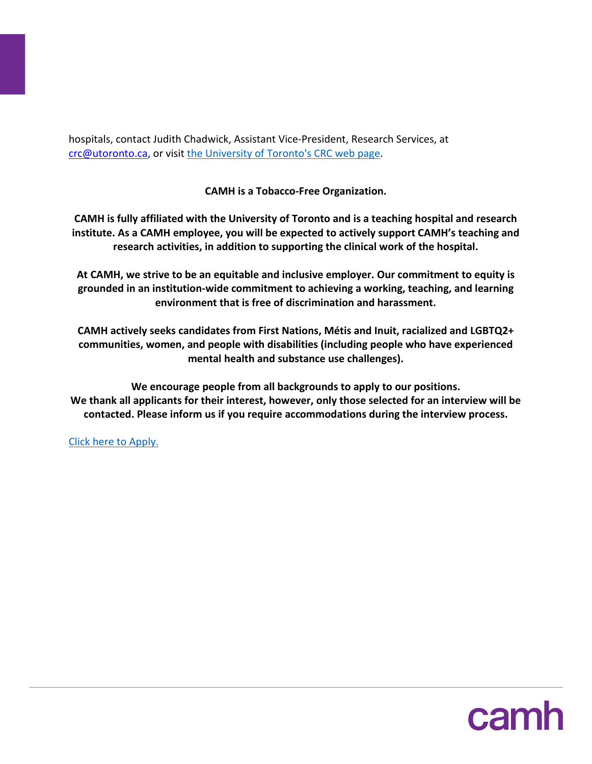hospitals, contact Judith Chadwick, Assistant Vice-President, Research Services, at crc@utoronto.ca, or visit the University of Toronto's CRC web page.

**CAMH is a Tobacco-Free Organization.**

**CAMH is fully affiliated with the University of Toronto and is a teaching hospital and research institute. As a CAMH employee, you will be expected to actively support CAMH's teaching and research activities, in addition to supporting the clinical work of the hospital.**

**At CAMH, we strive to be an equitable and inclusive employer. Our commitment to equity is grounded in an institution-wide commitment to achieving a working, teaching, and learning environment that is free of discrimination and harassment.**

**CAMH actively seeks candidates from First Nations, Métis and Inuit, racialized and LGBTQ2+ communities, women, and people with disabilities (including people who have experienced mental health and substance use challenges).**

**We encourage people from all backgrounds to apply to our positions.**
**We thank all applicants for their interest, however, only those selected for an interview will be contacted. Please inform us if you require accommodations during the interview process.**

Click here to Apply.